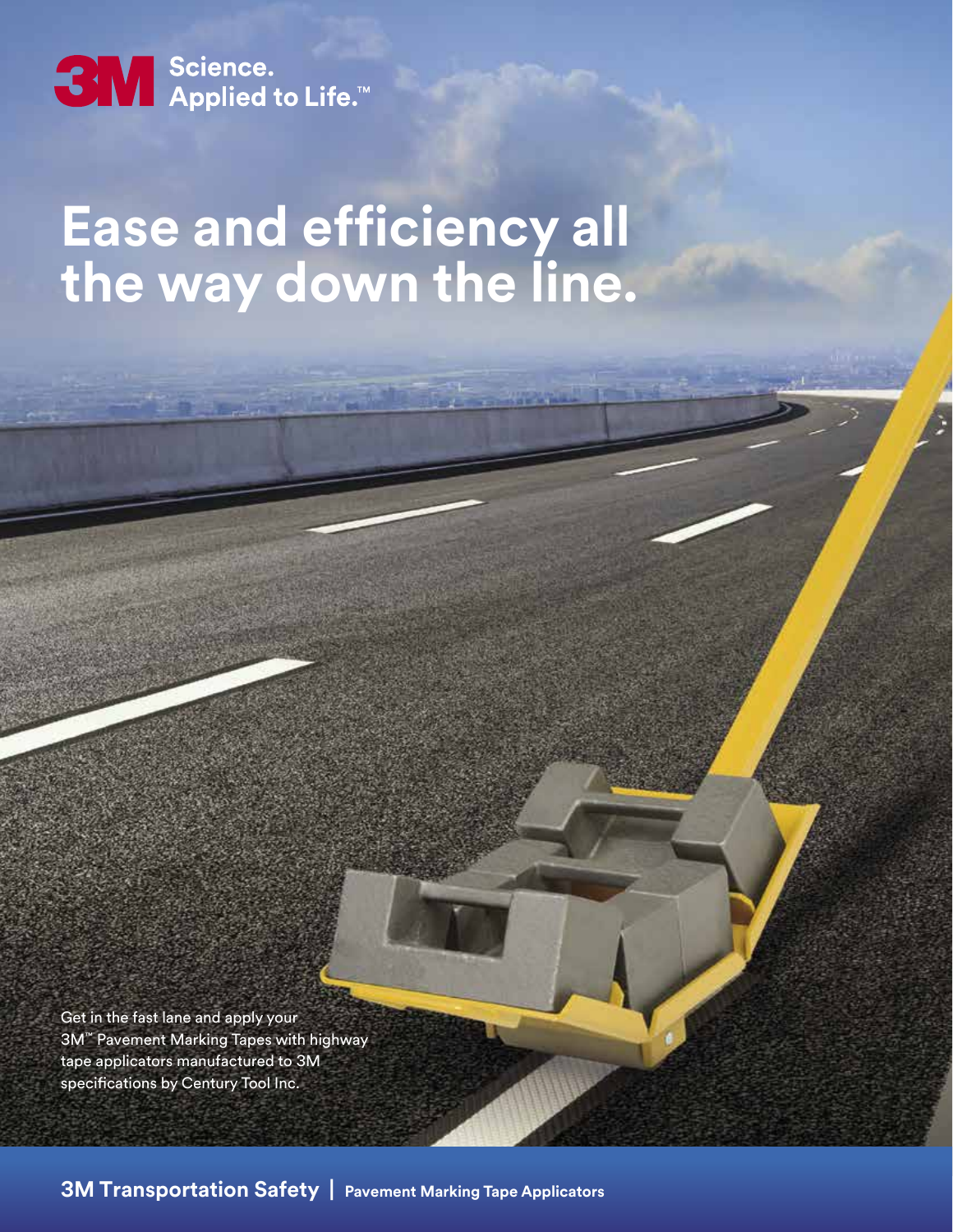3M Science. Applied to Life.™

# Ease and efficiency all the way down the line.

Get in the fast lane and apply your 3M™ Pavement Marking Tapes with highway tape applicators manufactured to 3M specifications by Century Tool Inc.

**3M Transportation Safety | Pavement Marking Tape Applicators**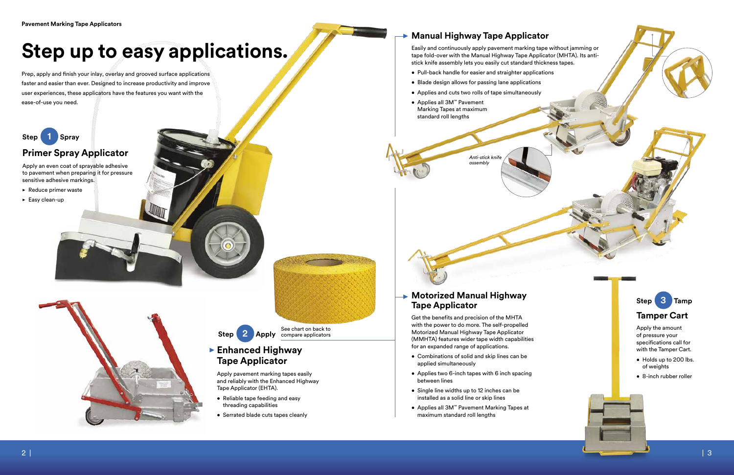# Step up to easy applications.

Prep, apply and finish your inlay, overlay and grooved surface applications faster and easier than ever. Designed to increase productivity and improve user experiences, these applicators have the features you want with the ease-of-use you need.

**Step 1 Spray**

## Primer Spray Applicator

Apply an even coat of sprayable adhesive to pavement when preparing it for pressure sensitive adhesive markings.

- Reduce primer waste
- Easy clean-up

**Step 2 Apply** See chart on back to compare applicators

## Enhanced Highway Tape Applicator

Apply pavement marking tapes easily and reliably with the Enhanced Highway Tape Applicator (EHTA).

- Reliable tape feeding and easy threading capabilities
- Serrated blade cuts tapes cleanly

## Manual Highway Tape Applicator

Easily and continuously apply pavement marking tape without jamming or tape fold-over with the Manual Highway Tape Applicator (MHTA). Its anti-stick knife assembly lets you easily cut standard thickness tapes.

- Pull-back handle for easier and straighter applications
- Blade design allows for passing lane applications
- Applies and cuts two rolls of tape simultaneously
- Applies all 3M™ Pavement Marking Tapes at maximum standard roll lengths

*Anti-stick knife assembly*

## Motorized Manual Highway Tape Applicator

Get the benefits and precision of the MHTA with the power to do more. The self-propelled Motorized Manual Highway Tape Applicator (MMHTA) features wider tape width capabilities for an expanded range of applications.

- Combinations of solid and skip lines can be applied simultaneously
- Applies two 6-inch tapes with 6 inch spacing between lines
- Single line widths up to 12 inches can be installed as a solid line or skip lines
- Applies all 3M™ Pavement Marking Tapes at maximum standard roll lengths

**Step 3 Tamp**

## Tamper Cart

Apply the amount of pressure your specifications call for with the Tamper Cart.

- Holds up to 200 lbs. of weights
- 8-inch rubber roller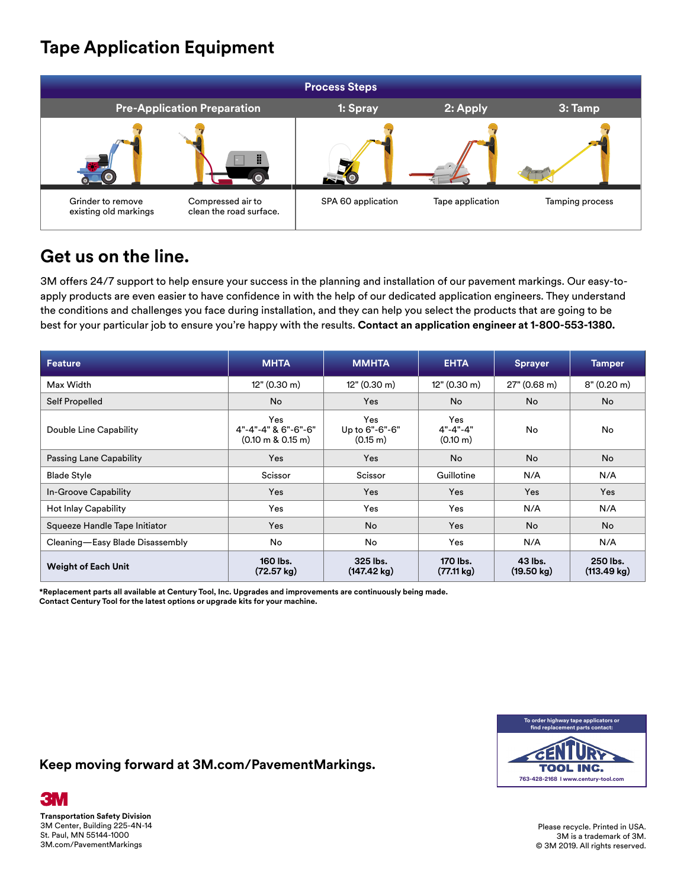# Tape Application Equipment

| Process Steps | | | | | |
|---|---|---|---|---|---|
| Pre-Application Preparation | | 1: Spray | 2: Apply | 3: Tamp |
| Grinder to remove existing old markings | Compressed air to clean the road surface. | SPA 60 application | Tape application | Tamping process |

## Get us on the line.

3M offers 24/7 support to help ensure your success in the planning and installation of our pavement markings. Our easy-to-apply products are even easier to have confidence in with the help of our dedicated application engineers. They understand the conditions and challenges you face during installation, and they can help you select the products that are going to be best for your particular job to ensure you're happy with the results. **Contact an application engineer at 1-800-553-1380.**

| Feature | MHTA | MMHTA | EHTA | Sprayer | Tamper |
|---|---|---|---|---|---|
| Max Width | 12" (0.30 m) | 12" (0.30 m) | 12" (0.30 m) | 27" (0.68 m) | 8" (0.20 m) |
| Self Propelled | No | Yes | No | No | No |
| Double Line Capability | Yes 4"-4"-4" & 6"-6"-6" (0.10 m & 0.15 m) | Yes Up to 6"-6"-6" (0.15 m) | Yes 4"-4"-4" (0.10 m) | No | No |
| Passing Lane Capability | Yes | Yes | No | No | No |
| Blade Style | Scissor | Scissor | Guillotine | N/A | N/A |
| In-Groove Capability | Yes | Yes | Yes | Yes | Yes |
| Hot Inlay Capability | Yes | Yes | Yes | N/A | N/A |
| Squeeze Handle Tape Initiator | Yes | No | Yes | No | No |
| Cleaning—Easy Blade Disassembly | No | No | Yes | N/A | N/A |
| **Weight of Each Unit** | **160 lbs. (72.57 kg)** | **325 lbs. (147.42 kg)** | **170 lbs. (77.11 kg)** | **43 lbs. (19.50 kg)** | **250 lbs. (113.49 kg)** |

**\*Replacement parts all available at Century Tool, Inc. Upgrades and improvements are continuously being made. Contact Century Tool for the latest options or upgrade kits for your machine.**

To order highway tape applicators or find replacement parts contact:

CENTURY TOOL INC.

763-428-2168 | www.century-tool.com

**Keep moving forward at 3M.com/PavementMarkings.**

3M

**Transportation Safety Division**
3M Center, Building 225-4N-14
St. Paul, MN 55144-1000
3M.com/PavementMarkings

Please recycle. Printed in USA.
3M is a trademark of 3M.
© 3M 2019. All rights reserved.